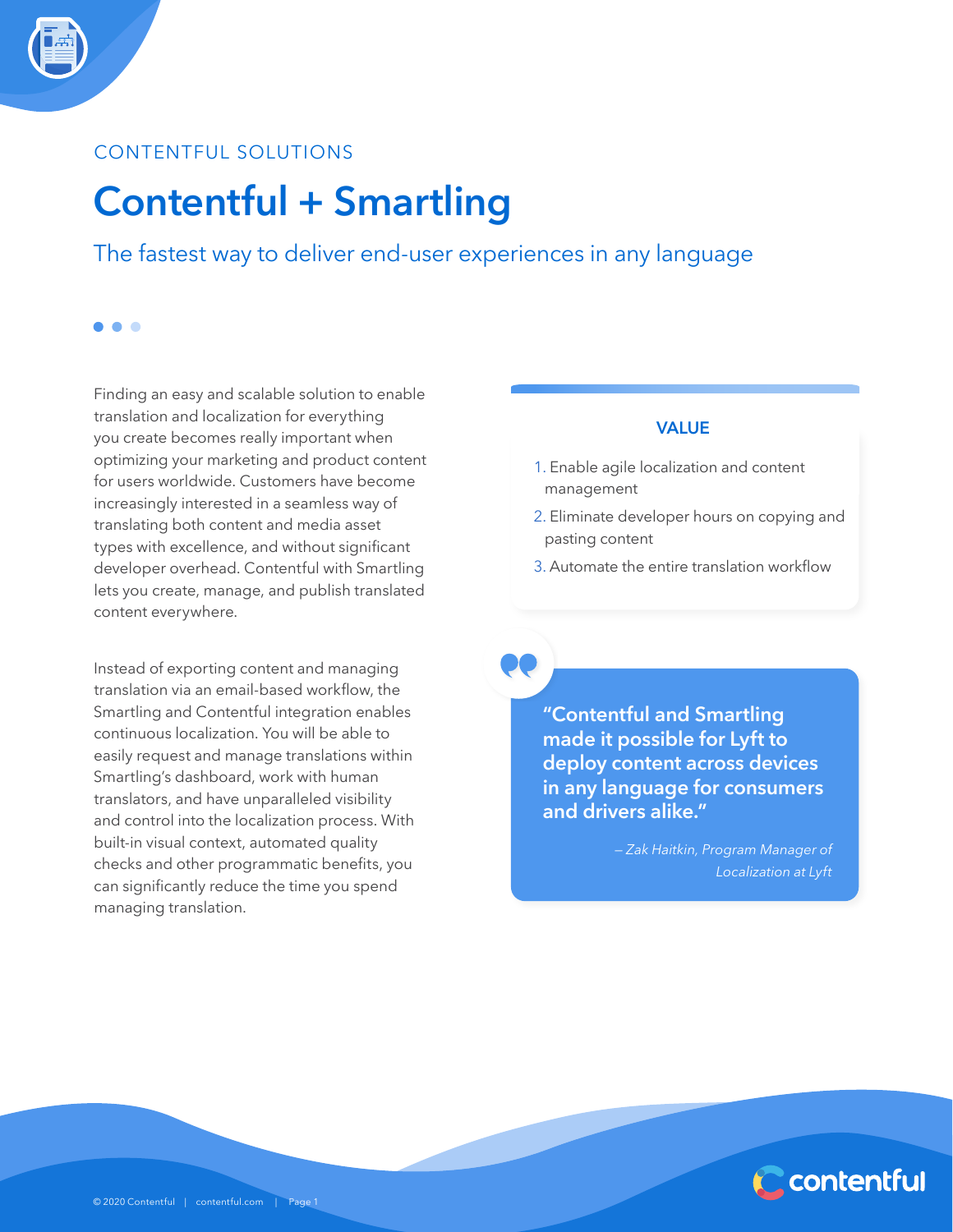CONTENTFUL SOLUTIONS

# Contentful + Smartling

## The fastest way to deliver end-user experiences in any language

Finding an easy and scalable solution to enable translation and localization for everything you create becomes really important when optimizing your marketing and product content for users worldwide. Customers have become increasingly interested in a seamless way of translating both content and media asset types with excellence, and without significant developer overhead. Contentful with Smartling lets you create, manage, and publish translated content everywhere.

Instead of exporting content and managing translation via an email-based workflow, the Smartling and Contentful integration enables continuous localization. You will be able to easily request and manage translations within Smartling's dashboard, work with human translators, and have unparalleled visibility and control into the localization process. With built-in visual context, automated quality checks and other programmatic benefits, you can significantly reduce the time you spend managing translation.

### VALUE

1. Enable agile localization and content management
2. Eliminate developer hours on copying and pasting content
3. Automate the entire translation workflow

> **"Contentful and Smartling made it possible for Lyft to deploy content across devices in any language for consumers and drivers alike."**
>
> *– Zak Haitkin, Program Manager of Localization at Lyft*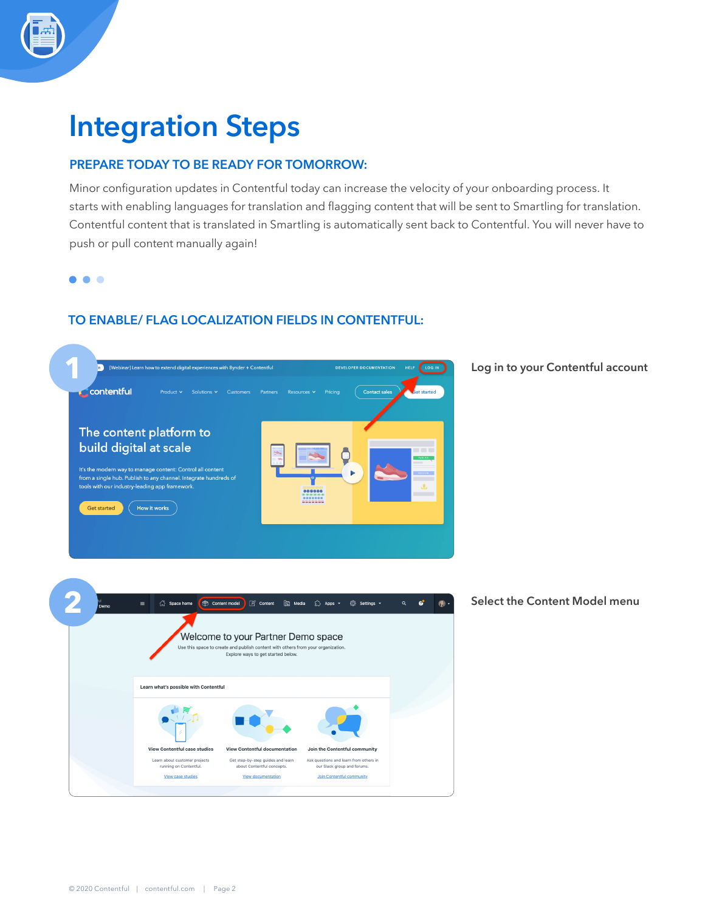# Integration Steps

## PREPARE TODAY TO BE READY FOR TOMORROW:

Minor configuration updates in Contentful today can increase the velocity of your onboarding process. It starts with enabling languages for translation and flagging content that will be sent to Smartling for translation. Contentful content that is translated in Smartling is automatically sent back to Contentful. You will never have to push or pull content manually again!

## TO ENABLE/ FLAG LOCALIZATION FIELDS IN CONTENTFUL:

1. Log in to your Contentful account

2. Select the Content Model menu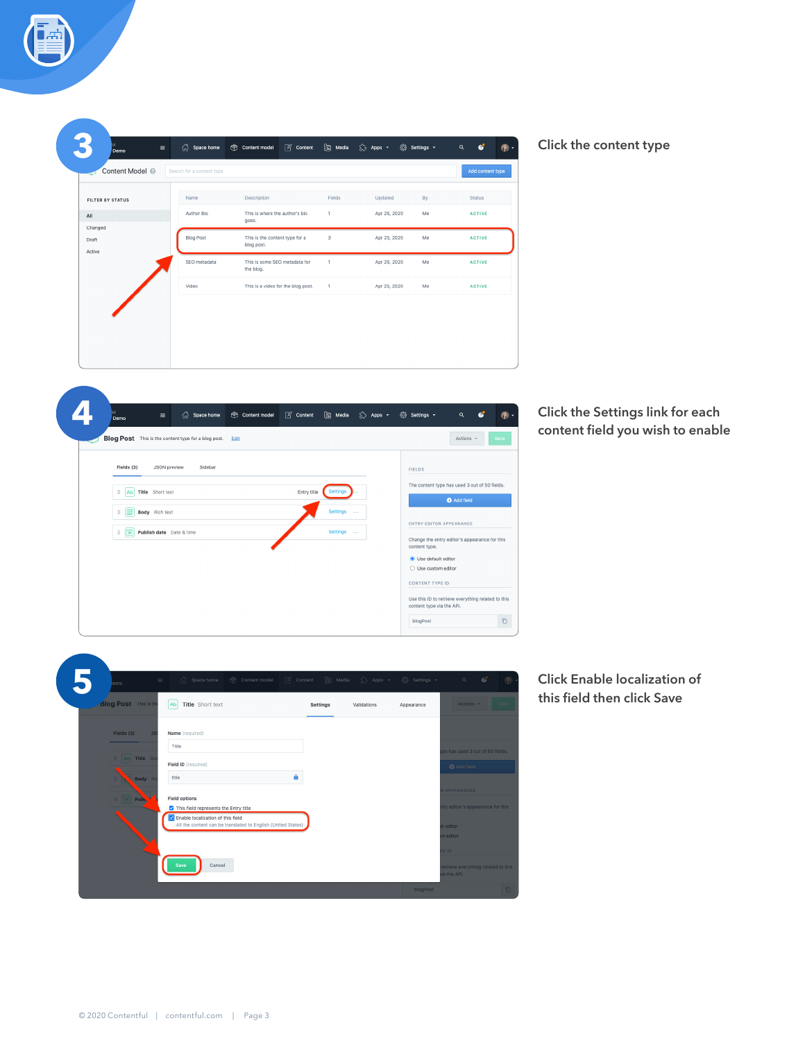**3**

Click the content type

**4**

Click the Settings link for each content field you wish to enable

**5**

Click Enable localization of this field then click Save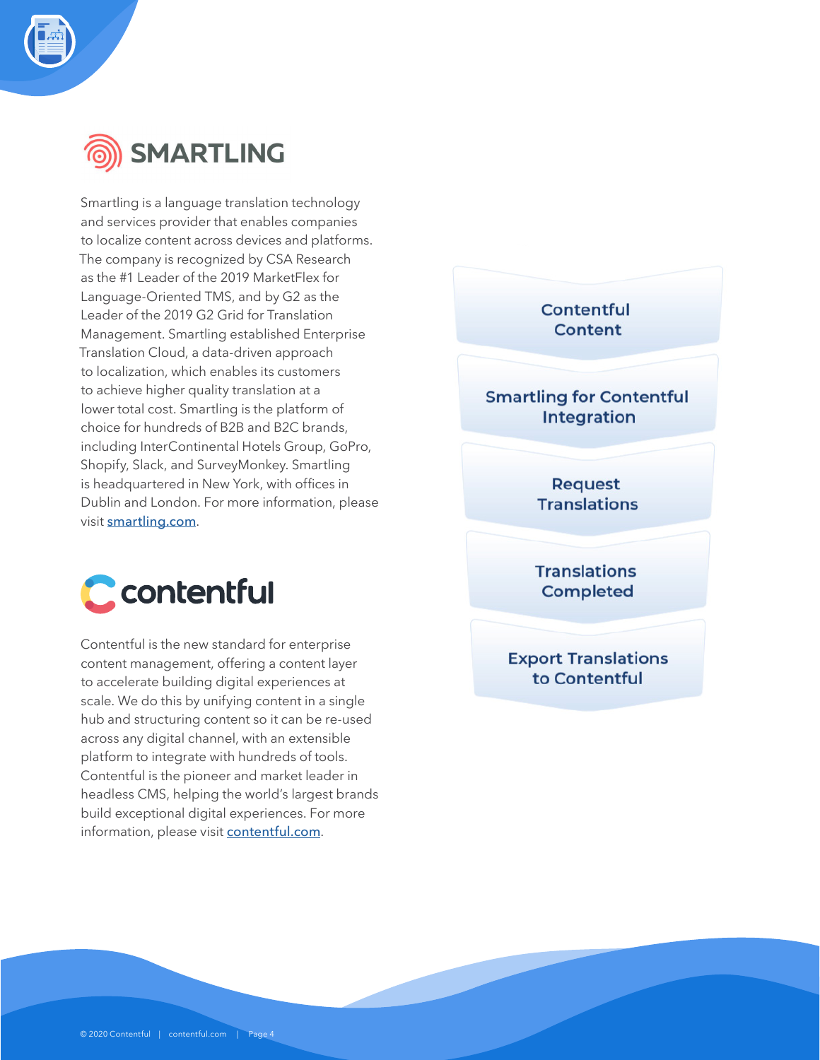## SMARTLING

Smartling is a language translation technology and services provider that enables companies to localize content across devices and platforms. The company is recognized by CSA Research as the #1 Leader of the 2019 MarketFlex for Language-Oriented TMS, and by G2 as the Leader of the 2019 G2 Grid for Translation Management. Smartling established Enterprise Translation Cloud, a data-driven approach to localization, which enables its customers to achieve higher quality translation at a lower total cost. Smartling is the platform of choice for hundreds of B2B and B2C brands, including InterContinental Hotels Group, GoPro, Shopify, Slack, and SurveyMonkey. Smartling is headquartered in New York, with offices in Dublin and London. For more information, please visit [smartling.com](https://smartling.com).

## contentful

Contentful is the new standard for enterprise content management, offering a content layer to accelerate building digital experiences at scale. We do this by unifying content in a single hub and structuring content so it can be re-used across any digital channel, with an extensible platform to integrate with hundreds of tools. Contentful is the pioneer and market leader in headless CMS, helping the world's largest brands build exceptional digital experiences. For more information, please visit [contentful.com](https://contentful.com).

Contentful Content

Smartling for Contentful Integration

Request Translations

Translations Completed

Export Translations to Contentful